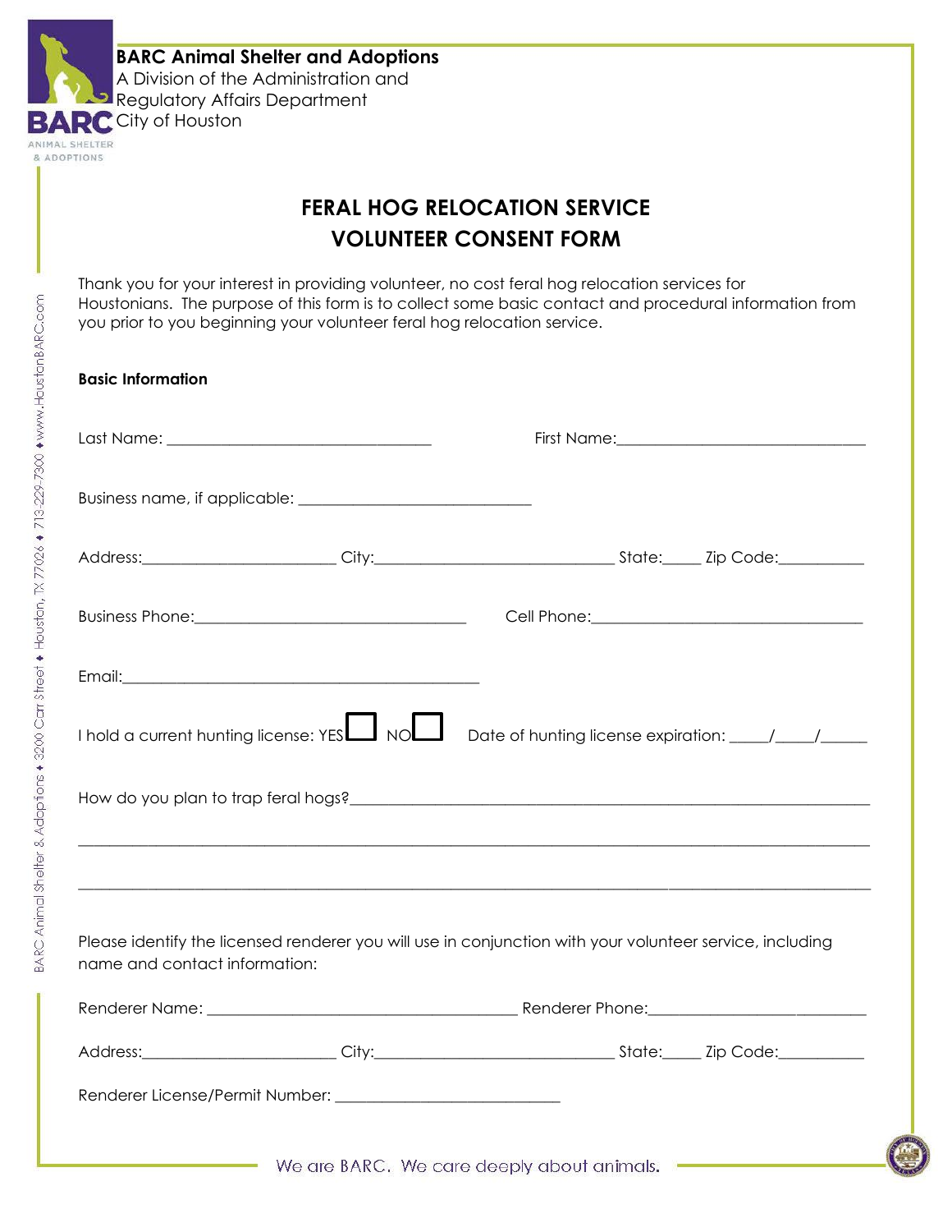**BARC Animal Shelter and Adoptions**
A Division of the Administration and Regulatory Affairs Department
City of Houston

# FERAL HOG RELOCATION SERVICE
# VOLUNTEER CONSENT FORM

Thank you for your interest in providing volunteer, no cost feral hog relocation services for Houstonians. The purpose of this form is to collect some basic contact and procedural information from you prior to you beginning your volunteer feral hog relocation service.

**Basic Information**

Last Name: ________________________________ First Name: ________________________________

Business name, if applicable: ____________________________

Address: ________________________ City: ______________________________ State: _____ Zip Code: __________

Business Phone: __________________________________ Cell Phone: __________________________________

Email: ____________________________________________

I hold a current hunting license: YES ☐ NO ☐ Date of hunting license expiration: _____/_____/______

How do you plan to trap feral hogs? ________________________________________________________________

________________________________________________________________________________________________

________________________________________________________________________________________________

Please identify the licensed renderer you will use in conjunction with your volunteer service, including name and contact information:

Renderer Name: ______________________________________ Renderer Phone: ___________________________

Address: ________________________ City: ______________________________ State: _____ Zip Code: __________

Renderer License/Permit Number: ____________________________

We are BARC. We care deeply about animals.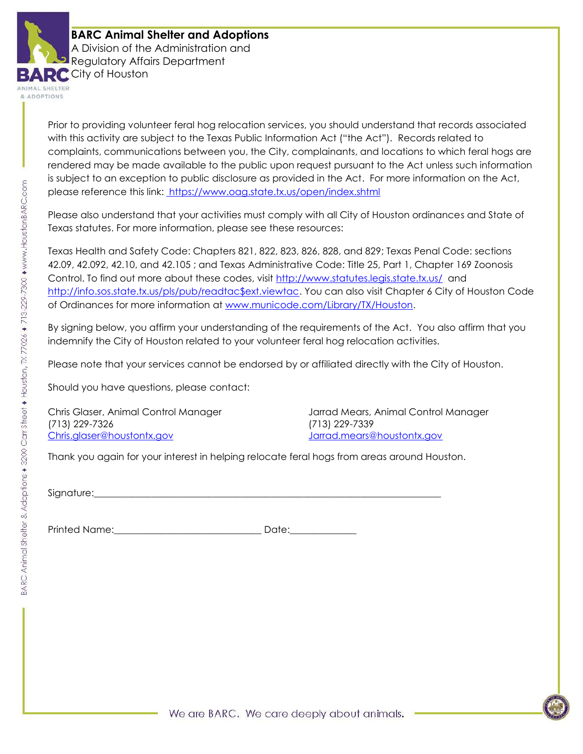**BARC Animal Shelter and Adoptions**
A Division of the Administration and Regulatory Affairs Department
City of Houston

Prior to providing volunteer feral hog relocation services, you should understand that records associated with this activity are subject to the Texas Public Information Act ("the Act"). Records related to complaints, communications between you, the City, complainants, and locations to which feral hogs are rendered may be made available to the public upon request pursuant to the Act unless such information is subject to an exception to public disclosure as provided in the Act. For more information on the Act, please reference this link: https://www.oag.state.tx.us/open/index.shtml

Please also understand that your activities must comply with all City of Houston ordinances and State of Texas statutes. For more information, please see these resources:

Texas Health and Safety Code: Chapters 821, 822, 823, 826, 828, and 829; Texas Penal Code: sections 42.09, 42.092, 42.10, and 42.105 ; and Texas Administrative Code: Title 25, Part 1, Chapter 169 Zoonosis Control. To find out more about these codes, visit http://www.statutes.legis.state.tx.us/ and http://info.sos.state.tx.us/pls/pub/readtac$ext.viewtac. You can also visit Chapter 6 City of Houston Code of Ordinances for more information at www.municode.com/Library/TX/Houston.

By signing below, you affirm your understanding of the requirements of the Act. You also affirm that you indemnify the City of Houston related to your volunteer feral hog relocation activities.

Please note that your services cannot be endorsed by or affiliated directly with the City of Houston.

Should you have questions, please contact:

Chris Glaser, Animal Control Manager
(713) 229-7326
Chris.glaser@houstontx.gov

Jarrad Mears, Animal Control Manager
(713) 229-7339
Jarrad.mears@houstontx.gov

Thank you again for your interest in helping relocate feral hogs from areas around Houston.

Signature:_______________________________________________

Printed Name:_______________________ Date:___________

We are BARC. We care deeply about animals.